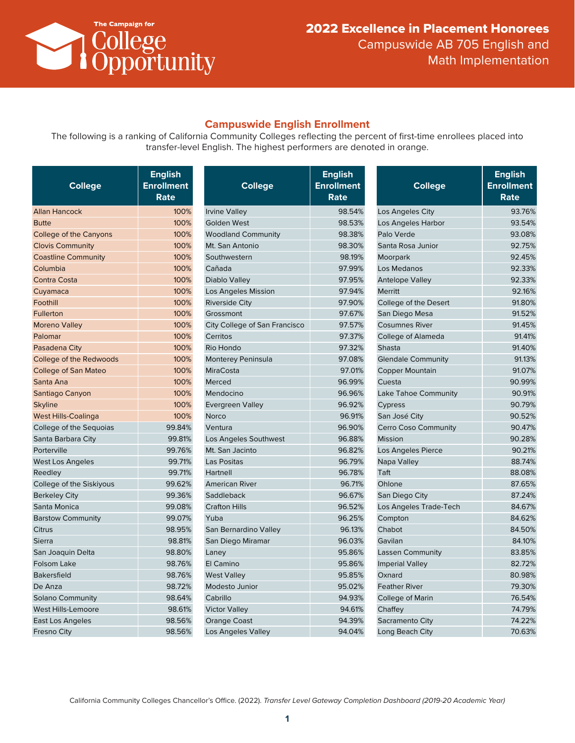The Campaign for College Opportunity

# 2022 Excellence in Placement Honorees

Campuswide AB 705 English and Math Implementation

## Campuswide English Enrollment

The following is a ranking of California Community Colleges reflecting the percent of first-time enrollees placed into transfer-level English. The highest performers are denoted in orange.

| College | English Enrollment Rate |
|---|---|
| Allan Hancock | 100% |
| Butte | 100% |
| College of the Canyons | 100% |
| Clovis Community | 100% |
| Coastline Community | 100% |
| Columbia | 100% |
| Contra Costa | 100% |
| Cuyamaca | 100% |
| Foothill | 100% |
| Fullerton | 100% |
| Moreno Valley | 100% |
| Palomar | 100% |
| Pasadena City | 100% |
| College of the Redwoods | 100% |
| College of San Mateo | 100% |
| Santa Ana | 100% |
| Santiago Canyon | 100% |
| Skyline | 100% |
| West Hills-Coalinga | 100% |
| College of the Sequoias | 99.84% |
| Santa Barbara City | 99.81% |
| Porterville | 99.76% |
| West Los Angeles | 99.71% |
| Reedley | 99.71% |
| College of the Siskiyous | 99.62% |
| Berkeley City | 99.36% |
| Santa Monica | 99.08% |
| Barstow Community | 99.07% |
| Citrus | 98.95% |
| Sierra | 98.81% |
| San Joaquin Delta | 98.80% |
| Folsom Lake | 98.76% |
| Bakersfield | 98.76% |
| De Anza | 98.72% |
| Solano Community | 98.64% |
| West Hills-Lemoore | 98.61% |
| East Los Angeles | 98.56% |
| Fresno City | 98.56% |
| Irvine Valley | 98.54% |
| Golden West | 98.53% |
| Woodland Community | 98.38% |
| Mt. San Antonio | 98.30% |
| Southwestern | 98.19% |
| Cañada | 97.99% |
| Diablo Valley | 97.95% |
| Los Angeles Mission | 97.94% |
| Riverside City | 97.90% |
| Grossmont | 97.67% |
| City College of San Francisco | 97.57% |
| Cerritos | 97.37% |
| Rio Hondo | 97.32% |
| Monterey Peninsula | 97.08% |
| MiraCosta | 97.01% |
| Merced | 96.99% |
| Mendocino | 96.96% |
| Evergreen Valley | 96.92% |
| Norco | 96.91% |
| Ventura | 96.90% |
| Los Angeles Southwest | 96.88% |
| Mt. San Jacinto | 96.82% |
| Las Positas | 96.79% |
| Hartnell | 96.78% |
| American River | 96.71% |
| Saddleback | 96.67% |
| Crafton Hills | 96.52% |
| Yuba | 96.25% |
| San Bernardino Valley | 96.13% |
| San Diego Miramar | 96.03% |
| Laney | 95.86% |
| El Camino | 95.86% |
| West Valley | 95.85% |
| Modesto Junior | 95.02% |
| Cabrillo | 94.93% |
| Victor Valley | 94.61% |
| Orange Coast | 94.39% |
| Los Angeles Valley | 94.04% |
| Los Angeles City | 93.76% |
| Los Angeles Harbor | 93.54% |
| Palo Verde | 93.08% |
| Santa Rosa Junior | 92.75% |
| Moorpark | 92.45% |
| Los Medanos | 92.33% |
| Antelope Valley | 92.33% |
| Merritt | 92.16% |
| College of the Desert | 91.80% |
| San Diego Mesa | 91.52% |
| Cosumnes River | 91.45% |
| College of Alameda | 91.41% |
| Shasta | 91.40% |
| Glendale Community | 91.13% |
| Copper Mountain | 91.07% |
| Cuesta | 90.99% |
| Lake Tahoe Community | 90.91% |
| Cypress | 90.79% |
| San José City | 90.52% |
| Cerro Coso Community | 90.47% |
| Mission | 90.28% |
| Los Angeles Pierce | 90.21% |
| Napa Valley | 88.74% |
| Taft | 88.08% |
| Ohlone | 87.65% |
| San Diego City | 87.24% |
| Los Angeles Trade-Tech | 84.67% |
| Compton | 84.62% |
| Chabot | 84.50% |
| Gavilan | 84.10% |
| Lassen Community | 83.85% |
| Imperial Valley | 82.72% |
| Oxnard | 80.98% |
| Feather River | 79.30% |
| College of Marin | 76.54% |
| Chaffey | 74.79% |
| Sacramento City | 74.22% |
| Long Beach City | 70.63% |

California Community Colleges Chancellor's Office. (2022). *Transfer Level Gateway Completion Dashboard (2019-20 Academic Year)*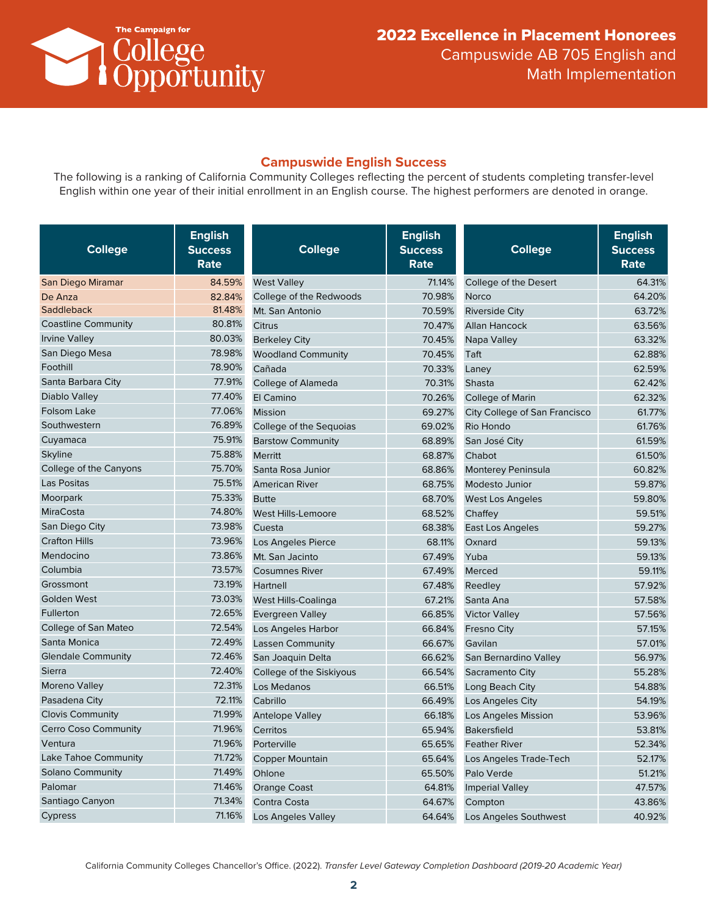# 2022 Excellence in Placement Honorees

Campuswide AB 705 English and Math Implementation

## Campuswide English Success

The following is a ranking of California Community Colleges reflecting the percent of students completing transfer-level English within one year of their initial enrollment in an English course. The highest performers are denoted in orange.

| College | English Success Rate |
|---|---|
| San Diego Miramar | 84.59% |
| De Anza | 82.84% |
| Saddleback | 81.48% |
| Coastline Community | 80.81% |
| Irvine Valley | 80.03% |
| San Diego Mesa | 78.98% |
| Foothill | 78.90% |
| Santa Barbara City | 77.91% |
| Diablo Valley | 77.40% |
| Folsom Lake | 77.06% |
| Southwestern | 76.89% |
| Cuyamaca | 75.91% |
| Skyline | 75.88% |
| College of the Canyons | 75.70% |
| Las Positas | 75.51% |
| Moorpark | 75.33% |
| MiraCosta | 74.80% |
| San Diego City | 73.98% |
| Crafton Hills | 73.96% |
| Mendocino | 73.86% |
| Columbia | 73.57% |
| Grossmont | 73.19% |
| Golden West | 73.03% |
| Fullerton | 72.65% |
| College of San Mateo | 72.54% |
| Santa Monica | 72.49% |
| Glendale Community | 72.46% |
| Sierra | 72.40% |
| Moreno Valley | 72.31% |
| Pasadena City | 72.11% |
| Clovis Community | 71.99% |
| Cerro Coso Community | 71.96% |
| Ventura | 71.96% |
| Lake Tahoe Community | 71.72% |
| Solano Community | 71.49% |
| Palomar | 71.46% |
| Santiago Canyon | 71.34% |
| Cypress | 71.16% |
| West Valley | 71.14% |
| College of the Redwoods | 70.98% |
| Mt. San Antonio | 70.59% |
| Citrus | 70.47% |
| Berkeley City | 70.45% |
| Woodland Community | 70.45% |
| Cañada | 70.33% |
| College of Alameda | 70.31% |
| El Camino | 70.26% |
| Mission | 69.27% |
| College of the Sequoias | 69.02% |
| Barstow Community | 68.89% |
| Merritt | 68.87% |
| Santa Rosa Junior | 68.86% |
| American River | 68.75% |
| Butte | 68.70% |
| West Hills-Lemoore | 68.52% |
| Cuesta | 68.38% |
| Los Angeles Pierce | 68.11% |
| Mt. San Jacinto | 67.49% |
| Cosumnes River | 67.49% |
| Hartnell | 67.48% |
| West Hills-Coalinga | 67.21% |
| Evergreen Valley | 66.85% |
| Los Angeles Harbor | 66.84% |
| Lassen Community | 66.67% |
| San Joaquin Delta | 66.62% |
| College of the Siskiyous | 66.54% |
| Los Medanos | 66.51% |
| Cabrillo | 66.49% |
| Antelope Valley | 66.18% |
| Cerritos | 65.94% |
| Porterville | 65.65% |
| Copper Mountain | 65.64% |
| Ohlone | 65.50% |
| Orange Coast | 64.81% |
| Contra Costa | 64.67% |
| Los Angeles Valley | 64.64% |
| College of the Desert | 64.31% |
| Norco | 64.20% |
| Riverside City | 63.72% |
| Allan Hancock | 63.56% |
| Napa Valley | 63.32% |
| Taft | 62.88% |
| Laney | 62.59% |
| Shasta | 62.42% |
| College of Marin | 62.32% |
| City College of San Francisco | 61.77% |
| Rio Hondo | 61.76% |
| San José City | 61.59% |
| Chabot | 61.50% |
| Monterey Peninsula | 60.82% |
| Modesto Junior | 59.87% |
| West Los Angeles | 59.80% |
| Chaffey | 59.51% |
| East Los Angeles | 59.27% |
| Oxnard | 59.13% |
| Yuba | 59.13% |
| Merced | 59.11% |
| Reedley | 57.92% |
| Santa Ana | 57.58% |
| Victor Valley | 57.56% |
| Fresno City | 57.15% |
| Gavilan | 57.01% |
| San Bernardino Valley | 56.97% |
| Sacramento City | 55.28% |
| Long Beach City | 54.88% |
| Los Angeles City | 54.19% |
| Los Angeles Mission | 53.96% |
| Bakersfield | 53.81% |
| Feather River | 52.34% |
| Los Angeles Trade-Tech | 52.17% |
| Palo Verde | 51.21% |
| Imperial Valley | 47.57% |
| Compton | 43.86% |
| Los Angeles Southwest | 40.92% |

California Community Colleges Chancellor's Office. (2022). *Transfer Level Gateway Completion Dashboard (2019-20 Academic Year)*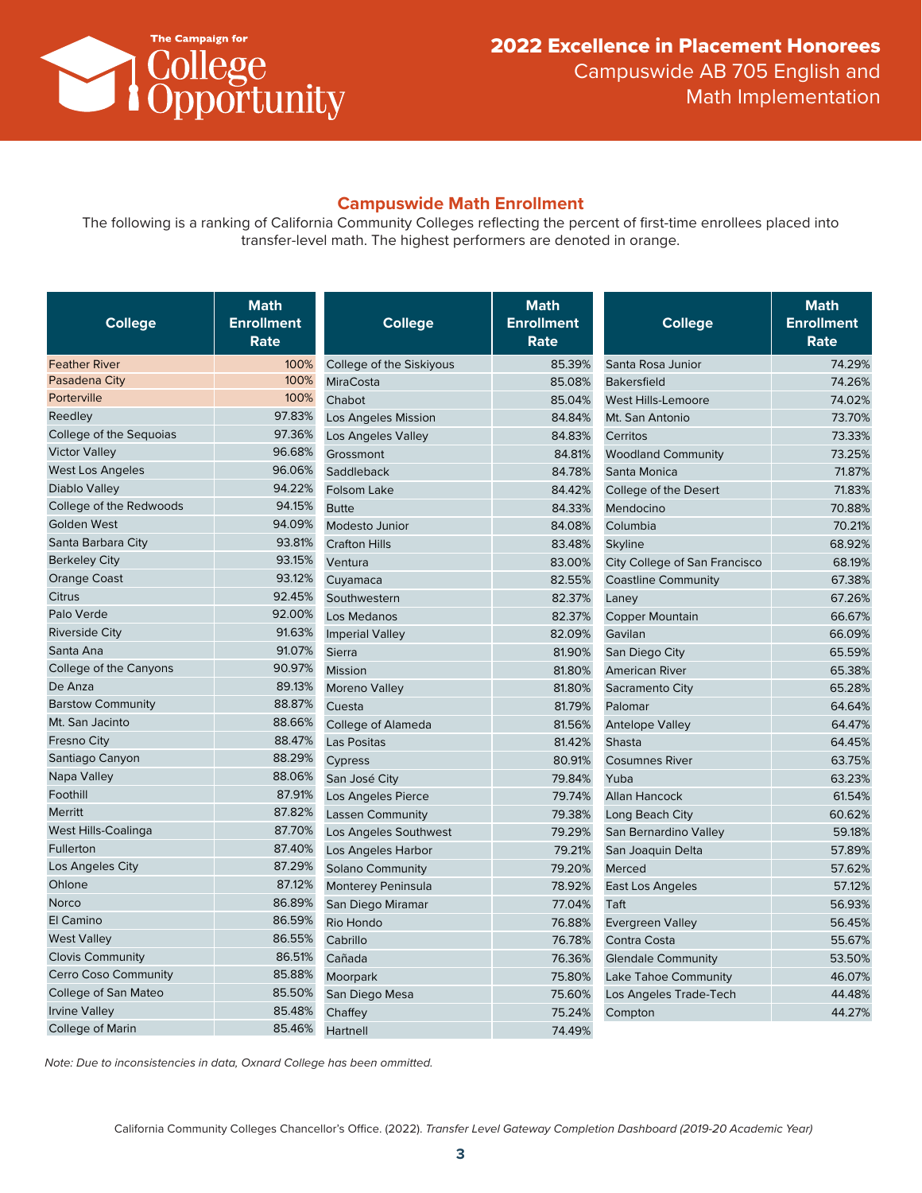# 2022 Excellence in Placement Honorees

Campuswide AB 705 English and Math Implementation

## Campuswide Math Enrollment

The following is a ranking of California Community Colleges reflecting the percent of first-time enrollees placed into transfer-level math. The highest performers are denoted in orange.

| College | Math Enrollment Rate |
|---|---|
| Feather River | 100% |
| Pasadena City | 100% |
| Porterville | 100% |
| Reedley | 97.83% |
| College of the Sequoias | 97.36% |
| Victor Valley | 96.68% |
| West Los Angeles | 96.06% |
| Diablo Valley | 94.22% |
| College of the Redwoods | 94.15% |
| Golden West | 94.09% |
| Santa Barbara City | 93.81% |
| Berkeley City | 93.15% |
| Orange Coast | 93.12% |
| Citrus | 92.45% |
| Palo Verde | 92.00% |
| Riverside City | 91.63% |
| Santa Ana | 91.07% |
| College of the Canyons | 90.97% |
| De Anza | 89.13% |
| Barstow Community | 88.87% |
| Mt. San Jacinto | 88.66% |
| Fresno City | 88.47% |
| Santiago Canyon | 88.29% |
| Napa Valley | 88.06% |
| Foothill | 87.91% |
| Merritt | 87.82% |
| West Hills-Coalinga | 87.70% |
| Fullerton | 87.40% |
| Los Angeles City | 87.29% |
| Ohlone | 87.12% |
| Norco | 86.89% |
| El Camino | 86.59% |
| West Valley | 86.55% |
| Clovis Community | 86.51% |
| Cerro Coso Community | 85.88% |
| College of San Mateo | 85.50% |
| Irvine Valley | 85.48% |
| College of Marin | 85.46% |
| College of the Siskiyous | 85.39% |
| MiraCosta | 85.08% |
| Chabot | 85.04% |
| Los Angeles Mission | 84.84% |
| Los Angeles Valley | 84.83% |
| Grossmont | 84.81% |
| Saddleback | 84.78% |
| Folsom Lake | 84.42% |
| Butte | 84.33% |
| Modesto Junior | 84.08% |
| Crafton Hills | 83.48% |
| Ventura | 83.00% |
| Cuyamaca | 82.55% |
| Southwestern | 82.37% |
| Los Medanos | 82.37% |
| Imperial Valley | 82.09% |
| Sierra | 81.90% |
| Mission | 81.80% |
| Moreno Valley | 81.80% |
| Cuesta | 81.79% |
| College of Alameda | 81.56% |
| Las Positas | 81.42% |
| Cypress | 80.91% |
| San José City | 79.84% |
| Los Angeles Pierce | 79.74% |
| Lassen Community | 79.38% |
| Los Angeles Southwest | 79.29% |
| Los Angeles Harbor | 79.21% |
| Solano Community | 79.20% |
| Monterey Peninsula | 78.92% |
| San Diego Miramar | 77.04% |
| Rio Hondo | 76.88% |
| Cabrillo | 76.78% |
| Cañada | 76.36% |
| Moorpark | 75.80% |
| San Diego Mesa | 75.60% |
| Chaffey | 75.24% |
| Hartnell | 74.49% |
| Santa Rosa Junior | 74.29% |
| Bakersfield | 74.26% |
| West Hills-Lemoore | 74.02% |
| Mt. San Antonio | 73.70% |
| Cerritos | 73.33% |
| Woodland Community | 73.25% |
| Santa Monica | 71.87% |
| College of the Desert | 71.83% |
| Mendocino | 70.88% |
| Columbia | 70.21% |
| Skyline | 68.92% |
| City College of San Francisco | 68.19% |
| Coastline Community | 67.38% |
| Laney | 67.26% |
| Copper Mountain | 66.67% |
| Gavilan | 66.09% |
| San Diego City | 65.59% |
| American River | 65.38% |
| Sacramento City | 65.28% |
| Palomar | 64.64% |
| Antelope Valley | 64.47% |
| Shasta | 64.45% |
| Cosumnes River | 63.75% |
| Yuba | 63.23% |
| Allan Hancock | 61.54% |
| Long Beach City | 60.62% |
| San Bernardino Valley | 59.18% |
| San Joaquin Delta | 57.89% |
| Merced | 57.62% |
| East Los Angeles | 57.12% |
| Taft | 56.93% |
| Evergreen Valley | 56.45% |
| Contra Costa | 55.67% |
| Glendale Community | 53.50% |
| Lake Tahoe Community | 46.07% |
| Los Angeles Trade-Tech | 44.48% |
| Compton | 44.27% |

*Note: Due to inconsistencies in data, Oxnard College has been ommitted.*

California Community Colleges Chancellor's Office. (2022). *Transfer Level Gateway Completion Dashboard (2019-20 Academic Year)*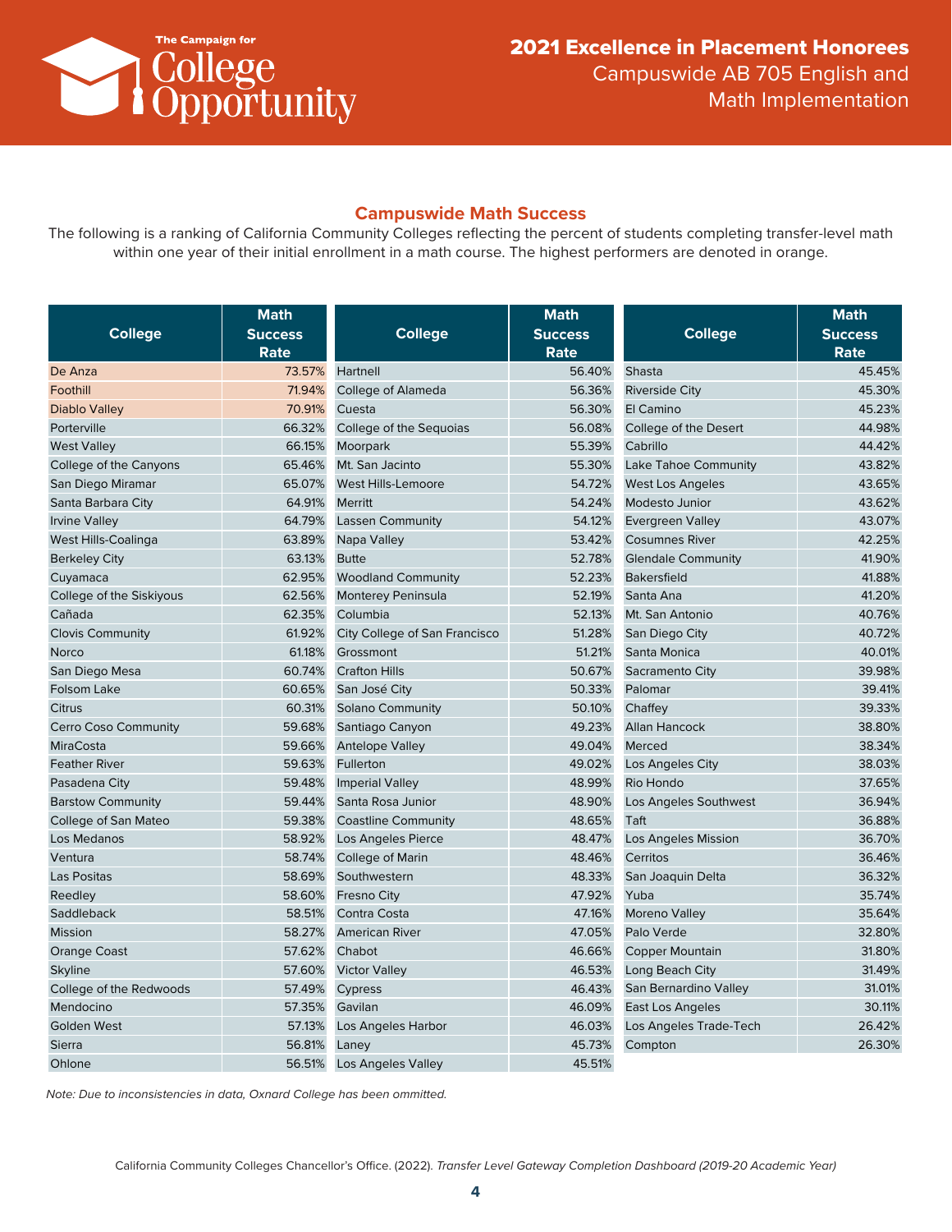# 2021 Excellence in Placement Honorees

Campuswide AB 705 English and Math Implementation

## Campuswide Math Success

The following is a ranking of California Community Colleges reflecting the percent of students completing transfer-level math within one year of their initial enrollment in a math course. The highest performers are denoted in orange.

| College | Math Success Rate |
|---|---|
| De Anza | 73.57% |
| Foothill | 71.94% |
| Diablo Valley | 70.91% |
| Porterville | 66.32% |
| West Valley | 66.15% |
| College of the Canyons | 65.46% |
| San Diego Miramar | 65.07% |
| Santa Barbara City | 64.91% |
| Irvine Valley | 64.79% |
| West Hills-Coalinga | 63.89% |
| Berkeley City | 63.13% |
| Cuyamaca | 62.95% |
| College of the Siskiyous | 62.56% |
| Cañada | 62.35% |
| Clovis Community | 61.92% |
| Norco | 61.18% |
| San Diego Mesa | 60.74% |
| Folsom Lake | 60.65% |
| Citrus | 60.31% |
| Cerro Coso Community | 59.68% |
| MiraCosta | 59.66% |
| Feather River | 59.63% |
| Pasadena City | 59.48% |
| Barstow Community | 59.44% |
| College of San Mateo | 59.38% |
| Los Medanos | 58.92% |
| Ventura | 58.74% |
| Las Positas | 58.69% |
| Reedley | 58.60% |
| Saddleback | 58.51% |
| Mission | 58.27% |
| Orange Coast | 57.62% |
| Skyline | 57.60% |
| College of the Redwoods | 57.49% |
| Mendocino | 57.35% |
| Golden West | 57.13% |
| Sierra | 56.81% |
| Ohlone | 56.51% |
| Hartnell | 56.40% |
| College of Alameda | 56.36% |
| Cuesta | 56.30% |
| College of the Sequoias | 56.08% |
| Moorpark | 55.39% |
| Mt. San Jacinto | 55.30% |
| West Hills-Lemoore | 54.72% |
| Merritt | 54.24% |
| Lassen Community | 54.12% |
| Napa Valley | 53.42% |
| Butte | 52.78% |
| Woodland Community | 52.23% |
| Monterey Peninsula | 52.19% |
| Columbia | 52.13% |
| City College of San Francisco | 51.28% |
| Grossmont | 51.21% |
| Crafton Hills | 50.67% |
| San José City | 50.33% |
| Solano Community | 50.10% |
| Santiago Canyon | 49.23% |
| Antelope Valley | 49.04% |
| Fullerton | 49.02% |
| Imperial Valley | 48.99% |
| Santa Rosa Junior | 48.90% |
| Coastline Community | 48.65% |
| Los Angeles Pierce | 48.47% |
| College of Marin | 48.46% |
| Southwestern | 48.33% |
| Fresno City | 47.92% |
| Contra Costa | 47.16% |
| American River | 47.05% |
| Chabot | 46.66% |
| Victor Valley | 46.53% |
| Cypress | 46.43% |
| Gavilan | 46.09% |
| Los Angeles Harbor | 46.03% |
| Laney | 45.73% |
| Los Angeles Valley | 45.51% |
| Shasta | 45.45% |
| Riverside City | 45.30% |
| El Camino | 45.23% |
| College of the Desert | 44.98% |
| Cabrillo | 44.42% |
| Lake Tahoe Community | 43.82% |
| West Los Angeles | 43.65% |
| Modesto Junior | 43.62% |
| Evergreen Valley | 43.07% |
| Cosumnes River | 42.25% |
| Glendale Community | 41.90% |
| Bakersfield | 41.88% |
| Santa Ana | 41.20% |
| Mt. San Antonio | 40.76% |
| San Diego City | 40.72% |
| Santa Monica | 40.01% |
| Sacramento City | 39.98% |
| Palomar | 39.41% |
| Chaffey | 39.33% |
| Allan Hancock | 38.80% |
| Merced | 38.34% |
| Los Angeles City | 38.03% |
| Rio Hondo | 37.65% |
| Los Angeles Southwest | 36.94% |
| Taft | 36.88% |
| Los Angeles Mission | 36.70% |
| Cerritos | 36.46% |
| San Joaquin Delta | 36.32% |
| Yuba | 35.74% |
| Moreno Valley | 35.64% |
| Palo Verde | 32.80% |
| Copper Mountain | 31.80% |
| Long Beach City | 31.49% |
| San Bernardino Valley | 31.01% |
| East Los Angeles | 30.11% |
| Los Angeles Trade-Tech | 26.42% |
| Compton | 26.30% |

*Note: Due to inconsistencies in data, Oxnard College has been ommitted.*

California Community Colleges Chancellor's Office. (2022). *Transfer Level Gateway Completion Dashboard (2019-20 Academic Year)*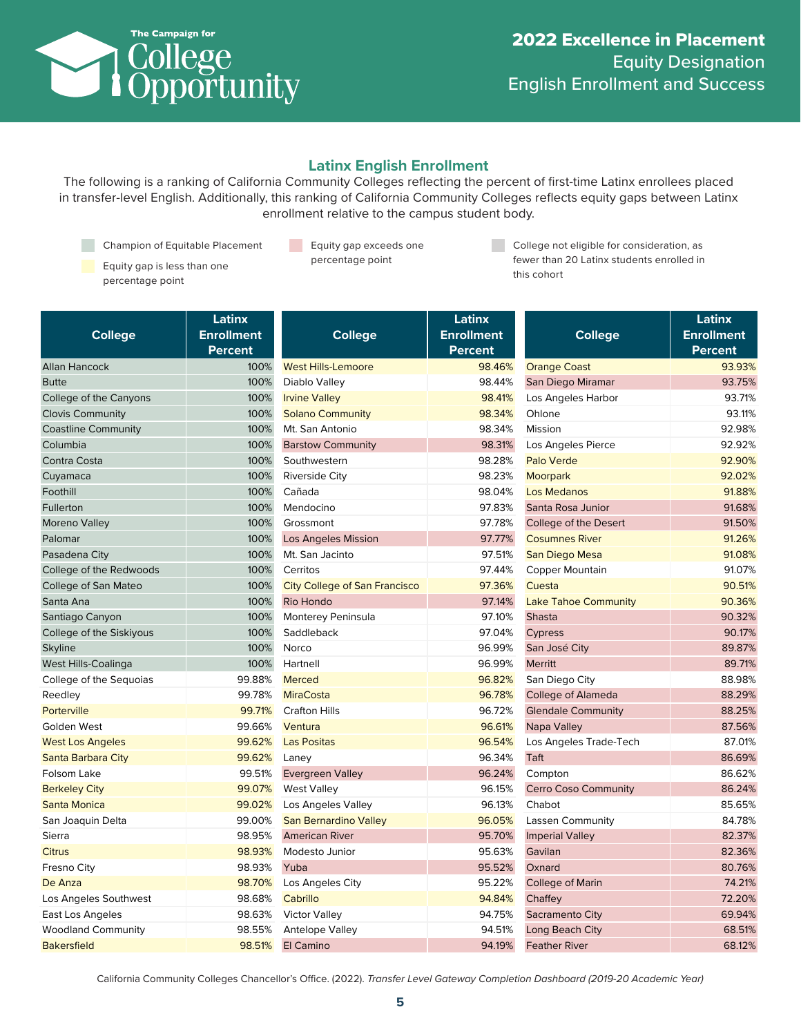## 2022 Excellence in Placement

Equity Designation

English Enrollment and Success

### Latinx English Enrollment

The following is a ranking of California Community Colleges reflecting the percent of first-time Latinx enrollees placed in transfer-level English. Additionally, this ranking of California Community Colleges reflects equity gaps between Latinx enrollment relative to the campus student body.

- Champion of Equitable Placement
- Equity gap is less than one percentage point
- Equity gap exceeds one percentage point
- College not eligible for consideration, as fewer than 20 Latinx students enrolled in this cohort

| College | Latinx Enrollment Percent |
|---|---|
| Allan Hancock | 100% |
| Butte | 100% |
| College of the Canyons | 100% |
| Clovis Community | 100% |
| Coastline Community | 100% |
| Columbia | 100% |
| Contra Costa | 100% |
| Cuyamaca | 100% |
| Foothill | 100% |
| Fullerton | 100% |
| Moreno Valley | 100% |
| Palomar | 100% |
| Pasadena City | 100% |
| College of the Redwoods | 100% |
| College of San Mateo | 100% |
| Santa Ana | 100% |
| Santiago Canyon | 100% |
| College of the Siskiyous | 100% |
| Skyline | 100% |
| West Hills-Coalinga | 100% |
| College of the Sequoias | 99.88% |
| Reedley | 99.78% |
| Porterville | 99.71% |
| Golden West | 99.66% |
| West Los Angeles | 99.62% |
| Santa Barbara City | 99.62% |
| Folsom Lake | 99.51% |
| Berkeley City | 99.07% |
| Santa Monica | 99.02% |
| San Joaquin Delta | 99.00% |
| Sierra | 98.95% |
| Citrus | 98.93% |
| Fresno City | 98.93% |
| De Anza | 98.70% |
| Los Angeles Southwest | 98.68% |
| East Los Angeles | 98.63% |
| Woodland Community | 98.55% |
| Bakersfield | 98.51% |
| West Hills-Lemoore | 98.46% |
| Diablo Valley | 98.44% |
| Irvine Valley | 98.41% |
| Solano Community | 98.34% |
| Mt. San Antonio | 98.34% |
| Barstow Community | 98.31% |
| Southwestern | 98.28% |
| Riverside City | 98.23% |
| Cañada | 98.04% |
| Mendocino | 97.83% |
| Grossmont | 97.78% |
| Los Angeles Mission | 97.77% |
| Mt. San Jacinto | 97.51% |
| Cerritos | 97.44% |
| City College of San Francisco | 97.36% |
| Rio Hondo | 97.14% |
| Monterey Peninsula | 97.10% |
| Saddleback | 97.04% |
| Norco | 96.99% |
| Hartnell | 96.99% |
| Merced | 96.82% |
| MiraCosta | 96.78% |
| Crafton Hills | 96.72% |
| Ventura | 96.61% |
| Las Positas | 96.54% |
| Laney | 96.34% |
| Evergreen Valley | 96.24% |
| West Valley | 96.15% |
| Los Angeles Valley | 96.13% |
| San Bernardino Valley | 96.05% |
| American River | 95.70% |
| Modesto Junior | 95.63% |
| Yuba | 95.52% |
| Los Angeles City | 95.22% |
| Cabrillo | 94.84% |
| Victor Valley | 94.75% |
| Antelope Valley | 94.51% |
| El Camino | 94.19% |
| Orange Coast | 93.93% |
| San Diego Miramar | 93.75% |
| Los Angeles Harbor | 93.71% |
| Ohlone | 93.11% |
| Mission | 92.98% |
| Los Angeles Pierce | 92.92% |
| Palo Verde | 92.90% |
| Moorpark | 92.02% |
| Los Medanos | 91.88% |
| Santa Rosa Junior | 91.68% |
| College of the Desert | 91.50% |
| Cosumnes River | 91.26% |
| San Diego Mesa | 91.08% |
| Copper Mountain | 91.07% |
| Cuesta | 90.51% |
| Lake Tahoe Community | 90.36% |
| Shasta | 90.32% |
| Cypress | 90.17% |
| San José City | 89.87% |
| Merritt | 89.71% |
| San Diego City | 88.98% |
| College of Alameda | 88.29% |
| Glendale Community | 88.25% |
| Napa Valley | 87.56% |
| Los Angeles Trade-Tech | 87.01% |
| Taft | 86.69% |
| Compton | 86.62% |
| Cerro Coso Community | 86.24% |
| Chabot | 85.65% |
| Lassen Community | 84.78% |
| Imperial Valley | 82.37% |
| Gavilan | 82.36% |
| Oxnard | 80.76% |
| College of Marin | 74.21% |
| Chaffey | 72.20% |
| Sacramento City | 69.94% |
| Long Beach City | 68.51% |
| Feather River | 68.12% |

California Community Colleges Chancellor's Office. (2022). *Transfer Level Gateway Completion Dashboard (2019-20 Academic Year)*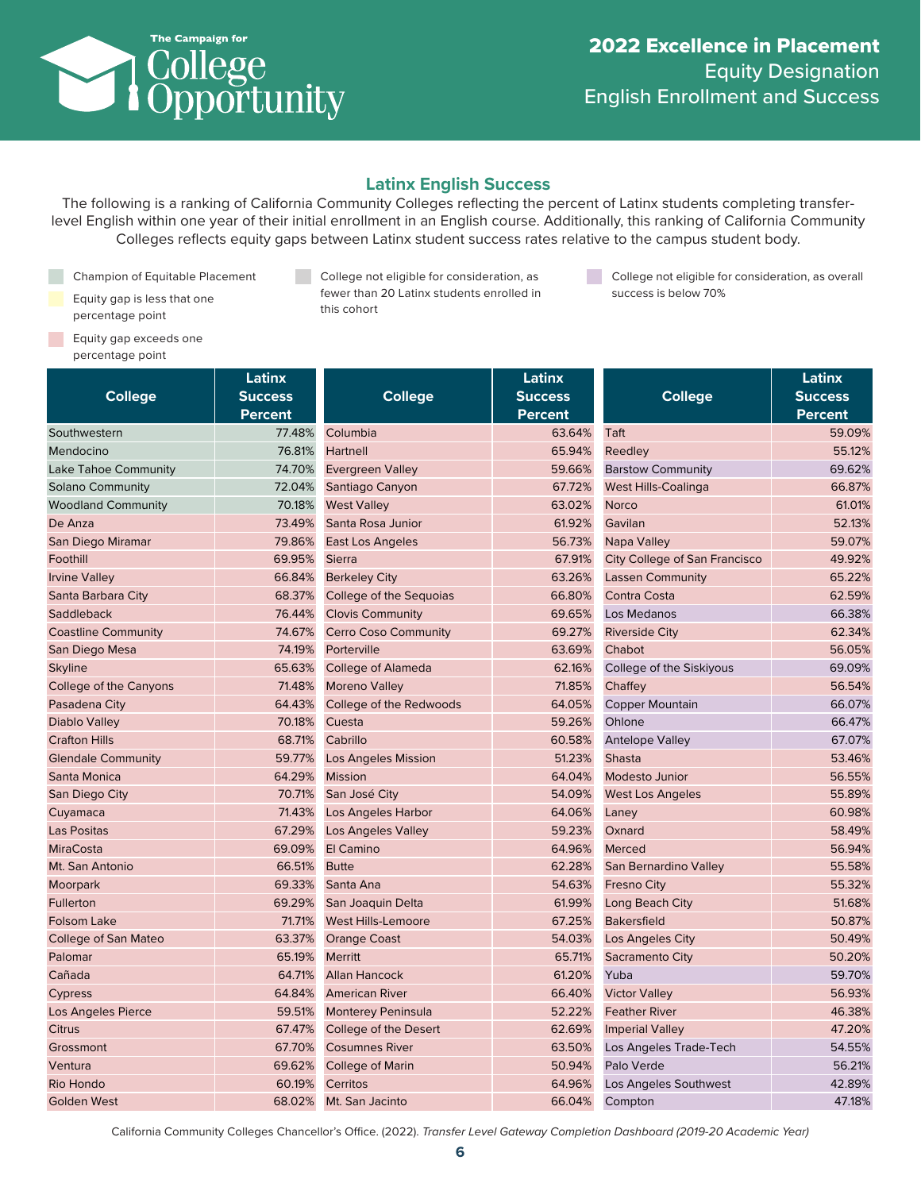# 2022 Excellence in Placement

Equity Designation

English Enrollment and Success

## Latinx English Success

The following is a ranking of California Community Colleges reflecting the percent of Latinx students completing transfer-level English within one year of their initial enrollment in an English course. Additionally, this ranking of California Community Colleges reflects equity gaps between Latinx student success rates relative to the campus student body.

- Champion of Equitable Placement
- Equity gap is less that one percentage point
- Equity gap exceeds one percentage point
- College not eligible for consideration, as fewer than 20 Latinx students enrolled in this cohort
- College not eligible for consideration, as overall success is below 70%

| College | Latinx Success Percent |
|---|---|
| Southwestern | 77.48% |
| Mendocino | 76.81% |
| Lake Tahoe Community | 74.70% |
| Solano Community | 72.04% |
| Woodland Community | 70.18% |
| De Anza | 73.49% |
| San Diego Miramar | 79.86% |
| Foothill | 69.95% |
| Irvine Valley | 66.84% |
| Santa Barbara City | 68.37% |
| Saddleback | 76.44% |
| Coastline Community | 74.67% |
| San Diego Mesa | 74.19% |
| Skyline | 65.63% |
| College of the Canyons | 71.48% |
| Pasadena City | 64.43% |
| Diablo Valley | 70.18% |
| Crafton Hills | 68.71% |
| Glendale Community | 59.77% |
| Santa Monica | 64.29% |
| San Diego City | 70.71% |
| Cuyamaca | 71.43% |
| Las Positas | 67.29% |
| MiraCosta | 69.09% |
| Mt. San Antonio | 66.51% |
| Moorpark | 69.33% |
| Fullerton | 69.29% |
| Folsom Lake | 71.71% |
| College of San Mateo | 63.37% |
| Palomar | 65.19% |
| Cañada | 64.71% |
| Cypress | 64.84% |
| Los Angeles Pierce | 59.51% |
| Citrus | 67.47% |
| Grossmont | 67.70% |
| Ventura | 69.62% |
| Rio Hondo | 60.19% |
| Golden West | 68.02% |
| Columbia | 63.64% |
| Hartnell | 65.94% |
| Evergreen Valley | 59.66% |
| Santiago Canyon | 67.72% |
| West Valley | 63.02% |
| Santa Rosa Junior | 61.92% |
| East Los Angeles | 56.73% |
| Sierra | 67.91% |
| Berkeley City | 63.26% |
| College of the Sequoias | 66.80% |
| Clovis Community | 69.65% |
| Cerro Coso Community | 69.27% |
| Porterville | 63.69% |
| College of Alameda | 62.16% |
| Moreno Valley | 71.85% |
| College of the Redwoods | 64.05% |
| Cuesta | 59.26% |
| Cabrillo | 60.58% |
| Los Angeles Mission | 51.23% |
| Mission | 64.04% |
| San José City | 54.09% |
| Los Angeles Harbor | 64.06% |
| Los Angeles Valley | 59.23% |
| El Camino | 64.96% |
| Butte | 62.28% |
| Santa Ana | 54.63% |
| San Joaquin Delta | 61.99% |
| West Hills-Lemoore | 67.25% |
| Orange Coast | 54.03% |
| Merritt | 65.71% |
| Allan Hancock | 61.20% |
| American River | 66.40% |
| Monterey Peninsula | 52.22% |
| College of the Desert | 62.69% |
| Cosumnes River | 63.50% |
| College of Marin | 50.94% |
| Cerritos | 64.96% |
| Mt. San Jacinto | 66.04% |
| Taft | 59.09% |
| Reedley | 55.12% |
| Barstow Community | 69.62% |
| West Hills-Coalinga | 66.87% |
| Norco | 61.01% |
| Gavilan | 52.13% |
| Napa Valley | 59.07% |
| City College of San Francisco | 49.92% |
| Lassen Community | 65.22% |
| Contra Costa | 62.59% |
| Los Medanos | 66.38% |
| Riverside City | 62.34% |
| Chabot | 56.05% |
| College of the Siskiyous | 69.09% |
| Chaffey | 56.54% |
| Copper Mountain | 66.07% |
| Ohlone | 66.47% |
| Antelope Valley | 67.07% |
| Shasta | 53.46% |
| Modesto Junior | 56.55% |
| West Los Angeles | 55.89% |
| Laney | 60.98% |
| Oxnard | 58.49% |
| Merced | 56.94% |
| San Bernardino Valley | 55.58% |
| Fresno City | 55.32% |
| Long Beach City | 51.68% |
| Bakersfield | 50.87% |
| Los Angeles City | 50.49% |
| Sacramento City | 50.20% |
| Yuba | 59.70% |
| Victor Valley | 56.93% |
| Feather River | 46.38% |
| Imperial Valley | 47.20% |
| Los Angeles Trade-Tech | 54.55% |
| Palo Verde | 56.21% |
| Los Angeles Southwest | 42.89% |
| Compton | 47.18% |

California Community Colleges Chancellor's Office. (2022). *Transfer Level Gateway Completion Dashboard (2019-20 Academic Year)*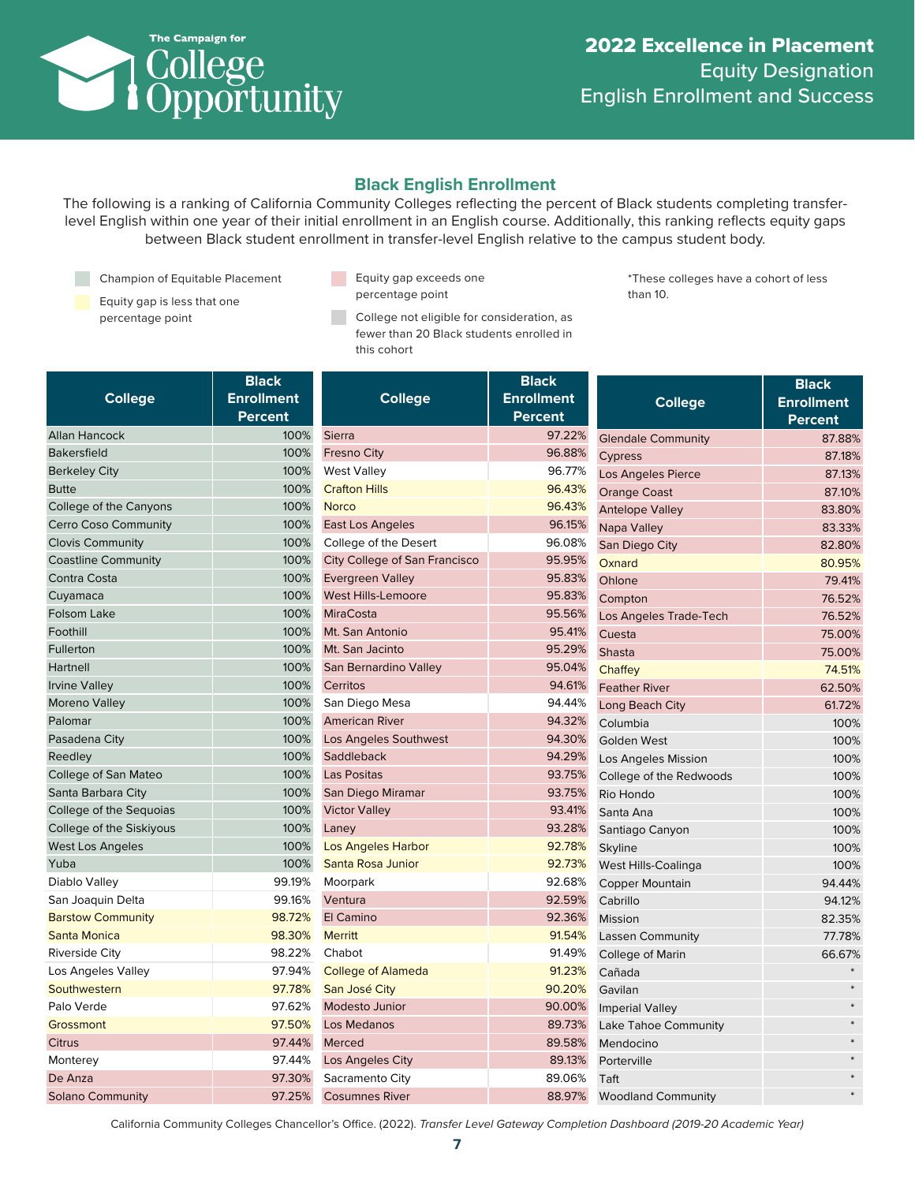The Campaign for College Opportunity

## 2022 Excellence in Placement
Equity Designation
English Enrollment and Success

### Black English Enrollment

The following is a ranking of California Community Colleges reflecting the percent of Black students completing transfer-level English within one year of their initial enrollment in an English course. Additionally, this ranking reflects equity gaps between Black student enrollment in transfer-level English relative to the campus student body.

- Champion of Equitable Placement
- Equity gap is less that one percentage point
- Equity gap exceeds one percentage point
- College not eligible for consideration, as fewer than 20 Black students enrolled in this cohort

*These colleges have a cohort of less than 10.

| College | Black Enrollment Percent |
|---|---|
| Allan Hancock | 100% |
| Bakersfield | 100% |
| Berkeley City | 100% |
| Butte | 100% |
| College of the Canyons | 100% |
| Cerro Coso Community | 100% |
| Clovis Community | 100% |
| Coastline Community | 100% |
| Contra Costa | 100% |
| Cuyamaca | 100% |
| Folsom Lake | 100% |
| Foothill | 100% |
| Fullerton | 100% |
| Hartnell | 100% |
| Irvine Valley | 100% |
| Moreno Valley | 100% |
| Palomar | 100% |
| Pasadena City | 100% |
| Reedley | 100% |
| College of San Mateo | 100% |
| Santa Barbara City | 100% |
| College of the Sequoias | 100% |
| College of the Siskiyous | 100% |
| West Los Angeles | 100% |
| Yuba | 100% |
| Diablo Valley | 99.19% |
| San Joaquin Delta | 99.16% |
| Barstow Community | 98.72% |
| Santa Monica | 98.30% |
| Riverside City | 98.22% |
| Los Angeles Valley | 97.94% |
| Southwestern | 97.78% |
| Palo Verde | 97.62% |
| Grossmont | 97.50% |
| Citrus | 97.44% |
| Monterey | 97.44% |
| De Anza | 97.30% |
| Solano Community | 97.25% |
| Sierra | 97.22% |
| Fresno City | 96.88% |
| West Valley | 96.77% |
| Crafton Hills | 96.43% |
| Norco | 96.43% |
| East Los Angeles | 96.15% |
| College of the Desert | 96.08% |
| City College of San Francisco | 95.95% |
| Evergreen Valley | 95.83% |
| West Hills-Lemoore | 95.83% |
| MiraCosta | 95.56% |
| Mt. San Antonio | 95.41% |
| Mt. San Jacinto | 95.29% |
| San Bernardino Valley | 95.04% |
| Cerritos | 94.61% |
| San Diego Mesa | 94.44% |
| American River | 94.32% |
| Los Angeles Southwest | 94.30% |
| Saddleback | 94.29% |
| Las Positas | 93.75% |
| San Diego Miramar | 93.75% |
| Victor Valley | 93.41% |
| Laney | 93.28% |
| Los Angeles Harbor | 92.78% |
| Santa Rosa Junior | 92.73% |
| Moorpark | 92.68% |
| Ventura | 92.59% |
| El Camino | 92.36% |
| Merritt | 91.54% |
| Chabot | 91.49% |
| College of Alameda | 91.23% |
| San José City | 90.20% |
| Modesto Junior | 90.00% |
| Los Medanos | 89.73% |
| Merced | 89.58% |
| Los Angeles City | 89.13% |
| Sacramento City | 89.06% |
| Cosumnes River | 88.97% |
| Glendale Community | 87.88% |
| Cypress | 87.18% |
| Los Angeles Pierce | 87.13% |
| Orange Coast | 87.10% |
| Antelope Valley | 83.80% |
| Napa Valley | 83.33% |
| San Diego City | 82.80% |
| Oxnard | 80.95% |
| Ohlone | 79.41% |
| Compton | 76.52% |
| Los Angeles Trade-Tech | 76.52% |
| Cuesta | 75.00% |
| Shasta | 75.00% |
| Chaffey | 74.51% |
| Feather River | 62.50% |
| Long Beach City | 61.72% |
| Columbia | 100% |
| Golden West | 100% |
| Los Angeles Mission | 100% |
| College of the Redwoods | 100% |
| Rio Hondo | 100% |
| Santa Ana | 100% |
| Santiago Canyon | 100% |
| Skyline | 100% |
| West Hills-Coalinga | 100% |
| Copper Mountain | 94.44% |
| Cabrillo | 94.12% |
| Mission | 82.35% |
| Lassen Community | 77.78% |
| College of Marin | 66.67% |
| Cañada | * |
| Gavilan | * |
| Imperial Valley | * |
| Lake Tahoe Community | * |
| Mendocino | * |
| Porterville | * |
| Taft | * |
| Woodland Community | * |

California Community Colleges Chancellor's Office. (2022). *Transfer Level Gateway Completion Dashboard (2019-20 Academic Year)*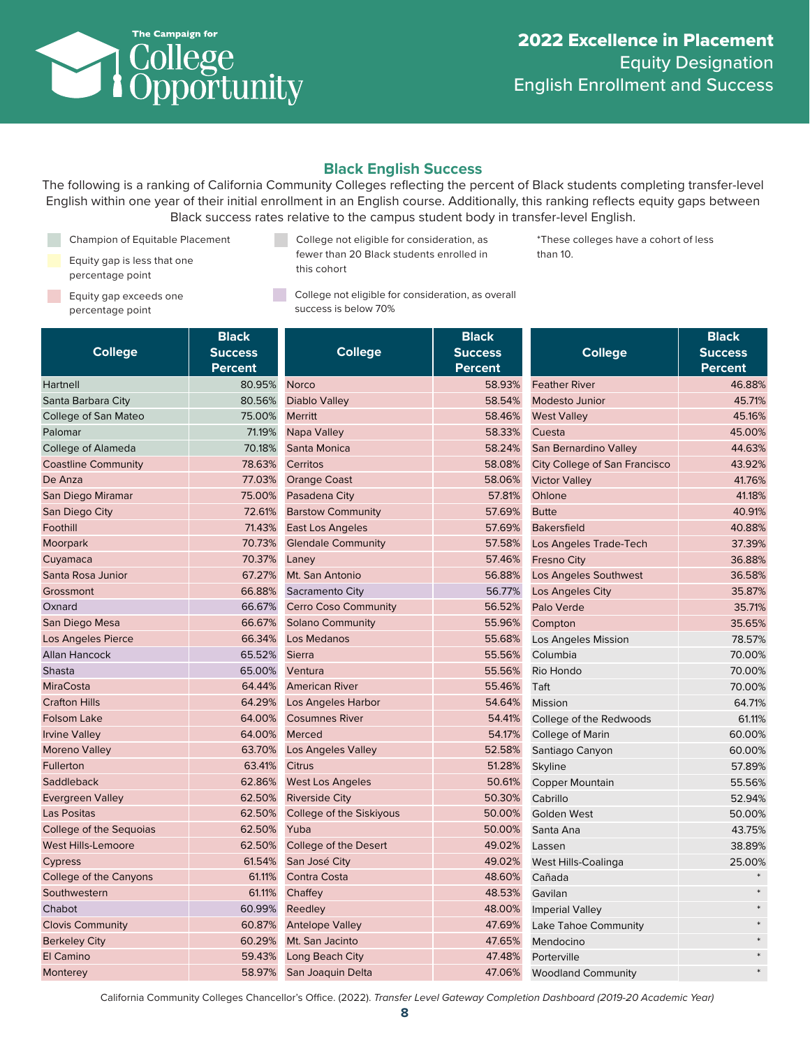The Campaign for College Opportunity

# 2022 Excellence in Placement
Equity Designation
English Enrollment and Success

## Black English Success

The following is a ranking of California Community Colleges reflecting the percent of Black students completing transfer-level English within one year of their initial enrollment in an English course. Additionally, this ranking reflects equity gaps between Black success rates relative to the campus student body in transfer-level English.

- Champion of Equitable Placement
- Equity gap is less that one percentage point
- Equity gap exceeds one percentage point
- College not eligible for consideration, as fewer than 20 Black students enrolled in this cohort
- College not eligible for consideration, as overall success is below 70%

*These colleges have a cohort of less than 10.

| College | Black Success Percent |
|---|---|
| Hartnell | 80.95% |
| Santa Barbara City | 80.56% |
| College of San Mateo | 75.00% |
| Palomar | 71.19% |
| College of Alameda | 70.18% |
| Coastline Community | 78.63% |
| De Anza | 77.03% |
| San Diego Miramar | 75.00% |
| San Diego City | 72.61% |
| Foothill | 71.43% |
| Moorpark | 70.73% |
| Cuyamaca | 70.37% |
| Santa Rosa Junior | 67.27% |
| Grossmont | 66.88% |
| Oxnard | 66.67% |
| San Diego Mesa | 66.67% |
| Los Angeles Pierce | 66.34% |
| Allan Hancock | 65.52% |
| Shasta | 65.00% |
| MiraCosta | 64.44% |
| Crafton Hills | 64.29% |
| Folsom Lake | 64.00% |
| Irvine Valley | 64.00% |
| Moreno Valley | 63.70% |
| Fullerton | 63.41% |
| Saddleback | 62.86% |
| Evergreen Valley | 62.50% |
| Las Positas | 62.50% |
| College of the Sequoias | 62.50% |
| West Hills-Lemoore | 62.50% |
| Cypress | 61.54% |
| College of the Canyons | 61.11% |
| Southwestern | 61.11% |
| Chabot | 60.99% |
| Clovis Community | 60.87% |
| Berkeley City | 60.29% |
| El Camino | 59.43% |
| Monterey | 58.97% |
| Norco | 58.93% |
| Diablo Valley | 58.54% |
| Merritt | 58.46% |
| Napa Valley | 58.33% |
| Santa Monica | 58.24% |
| Cerritos | 58.08% |
| Orange Coast | 58.06% |
| Pasadena City | 57.81% |
| Barstow Community | 57.69% |
| East Los Angeles | 57.69% |
| Glendale Community | 57.58% |
| Laney | 57.46% |
| Mt. San Antonio | 56.88% |
| Sacramento City | 56.77% |
| Cerro Coso Community | 56.52% |
| Solano Community | 55.96% |
| Los Medanos | 55.68% |
| Sierra | 55.56% |
| Ventura | 55.56% |
| American River | 55.46% |
| Los Angeles Harbor | 54.64% |
| Cosumnes River | 54.41% |
| Merced | 54.17% |
| Los Angeles Valley | 52.58% |
| Citrus | 51.28% |
| West Los Angeles | 50.61% |
| Riverside City | 50.30% |
| College of the Siskiyous | 50.00% |
| Yuba | 50.00% |
| College of the Desert | 49.02% |
| San José City | 49.02% |
| Contra Costa | 48.60% |
| Chaffey | 48.53% |
| Reedley | 48.00% |
| Antelope Valley | 47.69% |
| Mt. San Jacinto | 47.65% |
| Long Beach City | 47.48% |
| San Joaquin Delta | 47.06% |
| Feather River | 46.88% |
| Modesto Junior | 45.71% |
| West Valley | 45.16% |
| Cuesta | 45.00% |
| San Bernardino Valley | 44.63% |
| City College of San Francisco | 43.92% |
| Victor Valley | 41.76% |
| Ohlone | 41.18% |
| Butte | 40.91% |
| Bakersfield | 40.88% |
| Los Angeles Trade-Tech | 37.39% |
| Fresno City | 36.88% |
| Los Angeles Southwest | 36.58% |
| Los Angeles City | 35.87% |
| Palo Verde | 35.71% |
| Compton | 35.65% |
| Los Angeles Mission | 78.57% |
| Columbia | 70.00% |
| Rio Hondo | 70.00% |
| Taft | 70.00% |
| Mission | 64.71% |
| College of the Redwoods | 61.11% |
| College of Marin | 60.00% |
| Santiago Canyon | 60.00% |
| Skyline | 57.89% |
| Copper Mountain | 55.56% |
| Cabrillo | 52.94% |
| Golden West | 50.00% |
| Santa Ana | 43.75% |
| Lassen | 38.89% |
| West Hills-Coalinga | 25.00% |
| Cañada | * |
| Gavilan | * |
| Imperial Valley | * |
| Lake Tahoe Community | * |
| Mendocino | * |
| Porterville | * |
| Woodland Community | * |

California Community Colleges Chancellor's Office. (2022). *Transfer Level Gateway Completion Dashboard (2019-20 Academic Year)*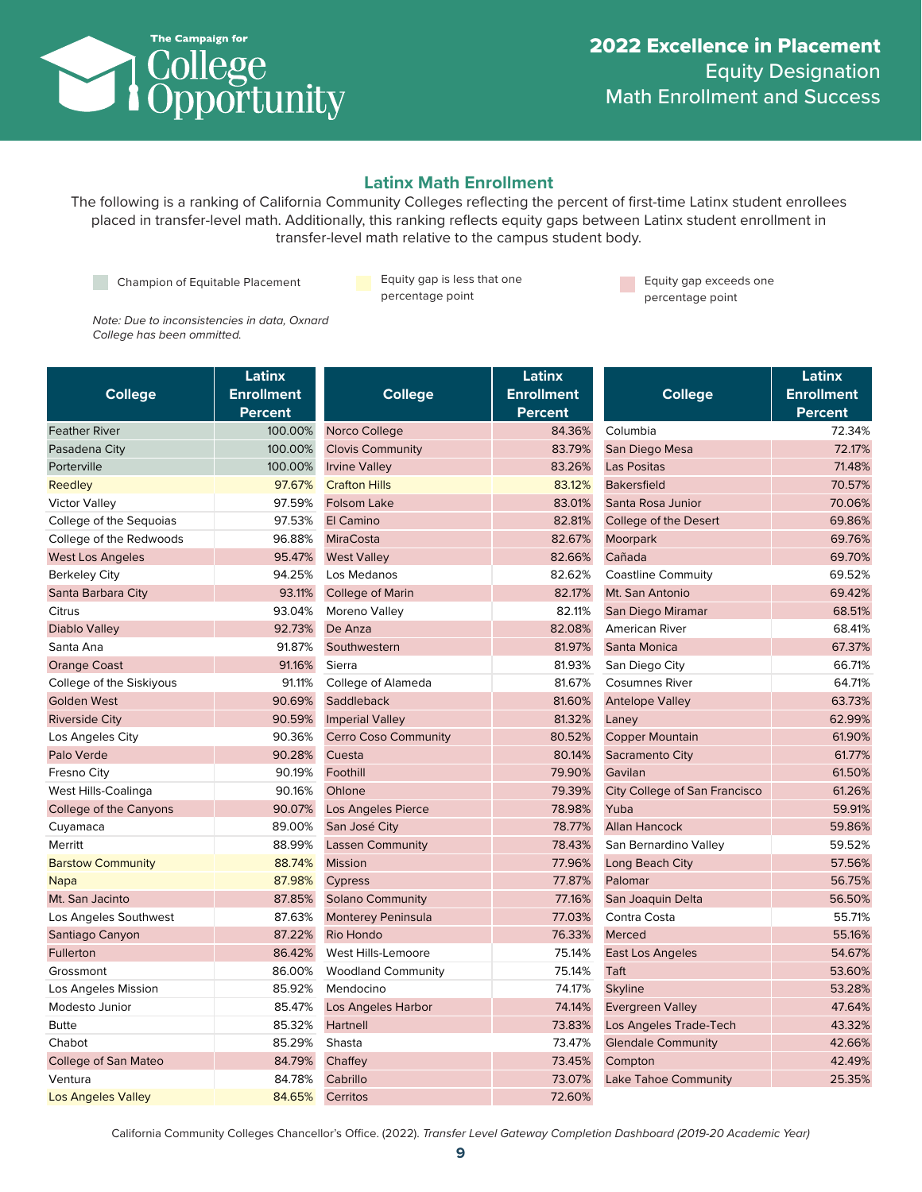## 2022 Excellence in Placement
Equity Designation
Math Enrollment and Success

### Latinx Math Enrollment

The following is a ranking of California Community Colleges reflecting the percent of first-time Latinx student enrollees placed in transfer-level math. Additionally, this ranking reflects equity gaps between Latinx student enrollment in transfer-level math relative to the campus student body.

- Champion of Equitable Placement
- Equity gap is less that one percentage point
- Equity gap exceeds one percentage point

*Note: Due to inconsistencies in data, Oxnard College has been ommitted.*

| College | Latinx Enrollment Percent |
|---|---|
| Feather River | 100.00% |
| Pasadena City | 100.00% |
| Porterville | 100.00% |
| Reedley | 97.67% |
| Victor Valley | 97.59% |
| College of the Sequoias | 97.53% |
| College of the Redwoods | 96.88% |
| West Los Angeles | 95.47% |
| Berkeley City | 94.25% |
| Santa Barbara City | 93.11% |
| Citrus | 93.04% |
| Diablo Valley | 92.73% |
| Santa Ana | 91.87% |
| Orange Coast | 91.16% |
| College of the Siskiyous | 91.11% |
| Golden West | 90.69% |
| Riverside City | 90.59% |
| Los Angeles City | 90.36% |
| Palo Verde | 90.28% |
| Fresno City | 90.19% |
| West Hills-Coalinga | 90.16% |
| College of the Canyons | 90.07% |
| Cuyamaca | 89.00% |
| Merritt | 88.99% |
| Barstow Community | 88.74% |
| Napa | 87.98% |
| Mt. San Jacinto | 87.85% |
| Los Angeles Southwest | 87.63% |
| Santiago Canyon | 87.22% |
| Fullerton | 86.42% |
| Grossmont | 86.00% |
| Los Angeles Mission | 85.92% |
| Modesto Junior | 85.47% |
| Butte | 85.32% |
| Chabot | 85.29% |
| College of San Mateo | 84.79% |
| Ventura | 84.78% |
| Los Angeles Valley | 84.65% |
| Norco College | 84.36% |
| Clovis Community | 83.79% |
| Irvine Valley | 83.26% |
| Crafton Hills | 83.12% |
| Folsom Lake | 83.01% |
| El Camino | 82.81% |
| MiraCosta | 82.67% |
| West Valley | 82.66% |
| Los Medanos | 82.62% |
| College of Marin | 82.17% |
| Moreno Valley | 82.11% |
| De Anza | 82.08% |
| Southwestern | 81.97% |
| Sierra | 81.93% |
| College of Alameda | 81.67% |
| Saddleback | 81.60% |
| Imperial Valley | 81.32% |
| Cerro Coso Community | 80.52% |
| Cuesta | 80.14% |
| Foothill | 79.90% |
| Ohlone | 79.39% |
| Los Angeles Pierce | 78.98% |
| San José City | 78.77% |
| Lassen Community | 78.43% |
| Mission | 77.96% |
| Cypress | 77.87% |
| Solano Community | 77.16% |
| Monterey Peninsula | 77.03% |
| Rio Hondo | 76.33% |
| West Hills-Lemoore | 75.14% |
| Woodland Community | 75.14% |
| Mendocino | 74.17% |
| Los Angeles Harbor | 74.14% |
| Hartnell | 73.83% |
| Shasta | 73.47% |
| Chaffey | 73.45% |
| Cabrillo | 73.07% |
| Cerritos | 72.60% |
| Columbia | 72.34% |
| San Diego Mesa | 72.17% |
| Las Positas | 71.48% |
| Bakersfield | 70.57% |
| Santa Rosa Junior | 70.06% |
| College of the Desert | 69.86% |
| Moorpark | 69.76% |
| Cañada | 69.70% |
| Coastline Commuity | 69.52% |
| Mt. San Antonio | 69.42% |
| San Diego Miramar | 68.51% |
| American River | 68.41% |
| Santa Monica | 67.37% |
| San Diego City | 66.71% |
| Cosumnes River | 64.71% |
| Antelope Valley | 63.73% |
| Laney | 62.99% |
| Copper Mountain | 61.90% |
| Sacramento City | 61.77% |
| Gavilan | 61.50% |
| City College of San Francisco | 61.26% |
| Yuba | 59.91% |
| Allan Hancock | 59.86% |
| San Bernardino Valley | 59.52% |
| Long Beach City | 57.56% |
| Palomar | 56.75% |
| San Joaquin Delta | 56.50% |
| Contra Costa | 55.71% |
| Merced | 55.16% |
| East Los Angeles | 54.67% |
| Taft | 53.60% |
| Skyline | 53.28% |
| Evergreen Valley | 47.64% |
| Los Angeles Trade-Tech | 43.32% |
| Glendale Community | 42.66% |
| Compton | 42.49% |
| Lake Tahoe Community | 25.35% |

California Community Colleges Chancellor's Office. (2022). *Transfer Level Gateway Completion Dashboard (2019-20 Academic Year)*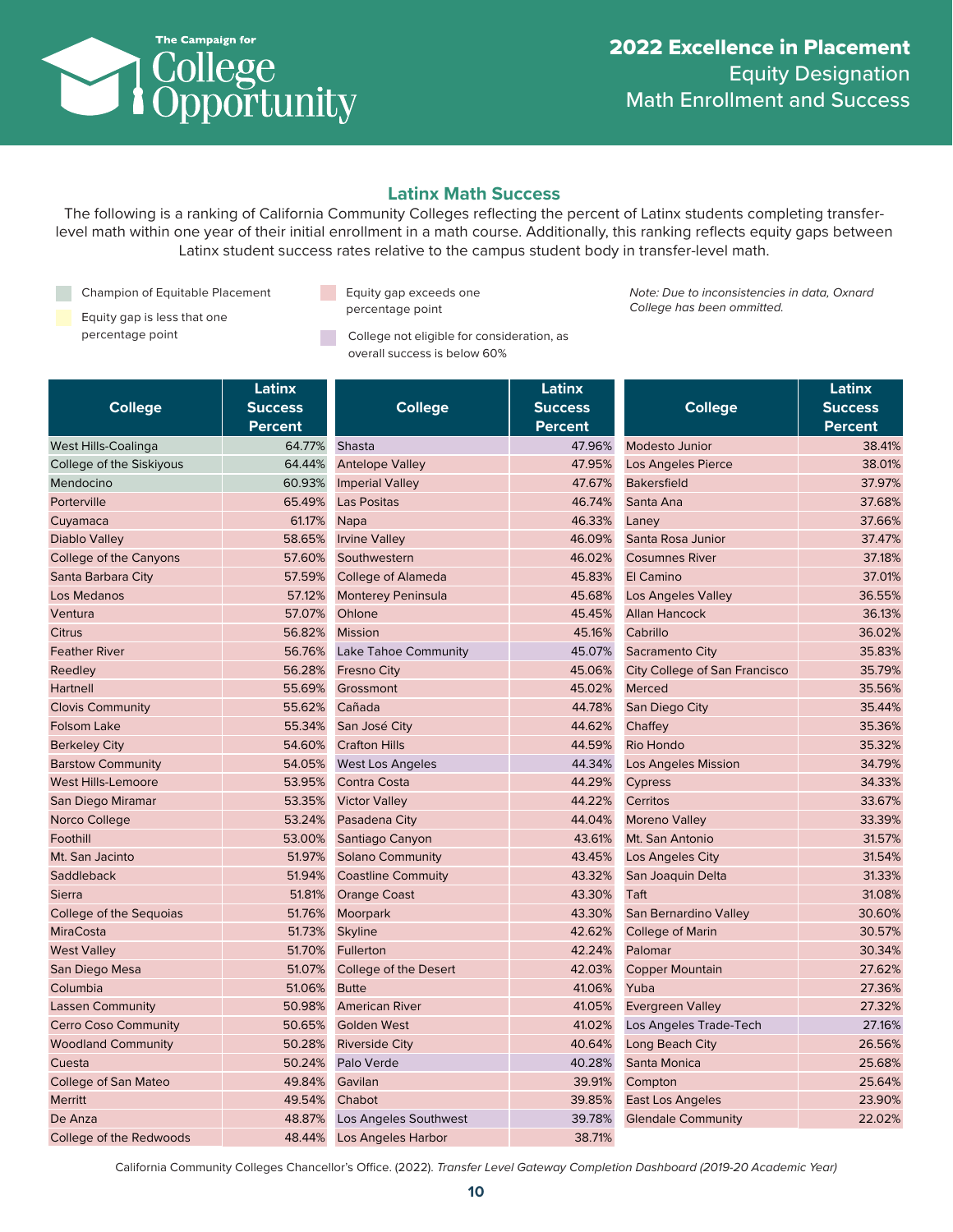# 2022 Excellence in Placement

## Equity Designation

## Math Enrollment and Success

### Latinx Math Success

The following is a ranking of California Community Colleges reflecting the percent of Latinx students completing transfer-level math within one year of their initial enrollment in a math course. Additionally, this ranking reflects equity gaps between Latinx student success rates relative to the campus student body in transfer-level math.

- Champion of Equitable Placement
- Equity gap is less that one percentage point
- Equity gap exceeds one percentage point
- College not eligible for consideration, as overall success is below 60%

*Note: Due to inconsistencies in data, Oxnard College has been ommitted.*

| College | Latinx Success Percent |
|---|---|
| West Hills-Coalinga | 64.77% |
| College of the Siskiyous | 64.44% |
| Mendocino | 60.93% |
| Porterville | 65.49% |
| Cuyamaca | 61.17% |
| Diablo Valley | 58.65% |
| College of the Canyons | 57.60% |
| Santa Barbara City | 57.59% |
| Los Medanos | 57.12% |
| Ventura | 57.07% |
| Citrus | 56.82% |
| Feather River | 56.76% |
| Reedley | 56.28% |
| Hartnell | 55.69% |
| Clovis Community | 55.62% |
| Folsom Lake | 55.34% |
| Berkeley City | 54.60% |
| Barstow Community | 54.05% |
| West Hills-Lemoore | 53.95% |
| San Diego Miramar | 53.35% |
| Norco College | 53.24% |
| Foothill | 53.00% |
| Mt. San Jacinto | 51.97% |
| Saddleback | 51.94% |
| Sierra | 51.81% |
| College of the Sequoias | 51.76% |
| MiraCosta | 51.73% |
| West Valley | 51.70% |
| San Diego Mesa | 51.07% |
| Columbia | 51.06% |
| Lassen Community | 50.98% |
| Cerro Coso Community | 50.65% |
| Woodland Community | 50.28% |
| Cuesta | 50.24% |
| College of San Mateo | 49.84% |
| Merritt | 49.54% |
| De Anza | 48.87% |
| College of the Redwoods | 48.44% |
| Shasta | 47.96% |
| Antelope Valley | 47.95% |
| Imperial Valley | 47.67% |
| Las Positas | 46.74% |
| Napa | 46.33% |
| Irvine Valley | 46.09% |
| Southwestern | 46.02% |
| College of Alameda | 45.83% |
| Monterey Peninsula | 45.68% |
| Ohlone | 45.45% |
| Mission | 45.16% |
| Lake Tahoe Community | 45.07% |
| Fresno City | 45.06% |
| Grossmont | 45.02% |
| Cañada | 44.78% |
| San José City | 44.62% |
| Crafton Hills | 44.59% |
| West Los Angeles | 44.34% |
| Contra Costa | 44.29% |
| Victor Valley | 44.22% |
| Pasadena City | 44.04% |
| Santiago Canyon | 43.61% |
| Solano Community | 43.45% |
| Coastline Commuity | 43.32% |
| Orange Coast | 43.30% |
| Moorpark | 43.30% |
| Skyline | 42.62% |
| Fullerton | 42.24% |
| College of the Desert | 42.03% |
| Butte | 41.06% |
| American River | 41.05% |
| Golden West | 41.02% |
| Riverside City | 40.64% |
| Palo Verde | 40.28% |
| Gavilan | 39.91% |
| Chabot | 39.85% |
| Los Angeles Southwest | 39.78% |
| Los Angeles Harbor | 38.71% |
| Modesto Junior | 38.41% |
| Los Angeles Pierce | 38.01% |
| Bakersfield | 37.97% |
| Santa Ana | 37.68% |
| Laney | 37.66% |
| Santa Rosa Junior | 37.47% |
| Cosumnes River | 37.18% |
| El Camino | 37.01% |
| Los Angeles Valley | 36.55% |
| Allan Hancock | 36.13% |
| Cabrillo | 36.02% |
| Sacramento City | 35.83% |
| City College of San Francisco | 35.79% |
| Merced | 35.56% |
| San Diego City | 35.44% |
| Chaffey | 35.36% |
| Rio Hondo | 35.32% |
| Los Angeles Mission | 34.79% |
| Cypress | 34.33% |
| Cerritos | 33.67% |
| Moreno Valley | 33.39% |
| Mt. San Antonio | 31.57% |
| Los Angeles City | 31.54% |
| San Joaquin Delta | 31.33% |
| Taft | 31.08% |
| San Bernardino Valley | 30.60% |
| College of Marin | 30.57% |
| Palomar | 30.34% |
| Copper Mountain | 27.62% |
| Yuba | 27.36% |
| Evergreen Valley | 27.32% |
| Los Angeles Trade-Tech | 27.16% |
| Long Beach City | 26.56% |
| Santa Monica | 25.68% |
| Compton | 25.64% |
| East Los Angeles | 23.90% |
| Glendale Community | 22.02% |

California Community Colleges Chancellor's Office. (2022). *Transfer Level Gateway Completion Dashboard (2019-20 Academic Year)*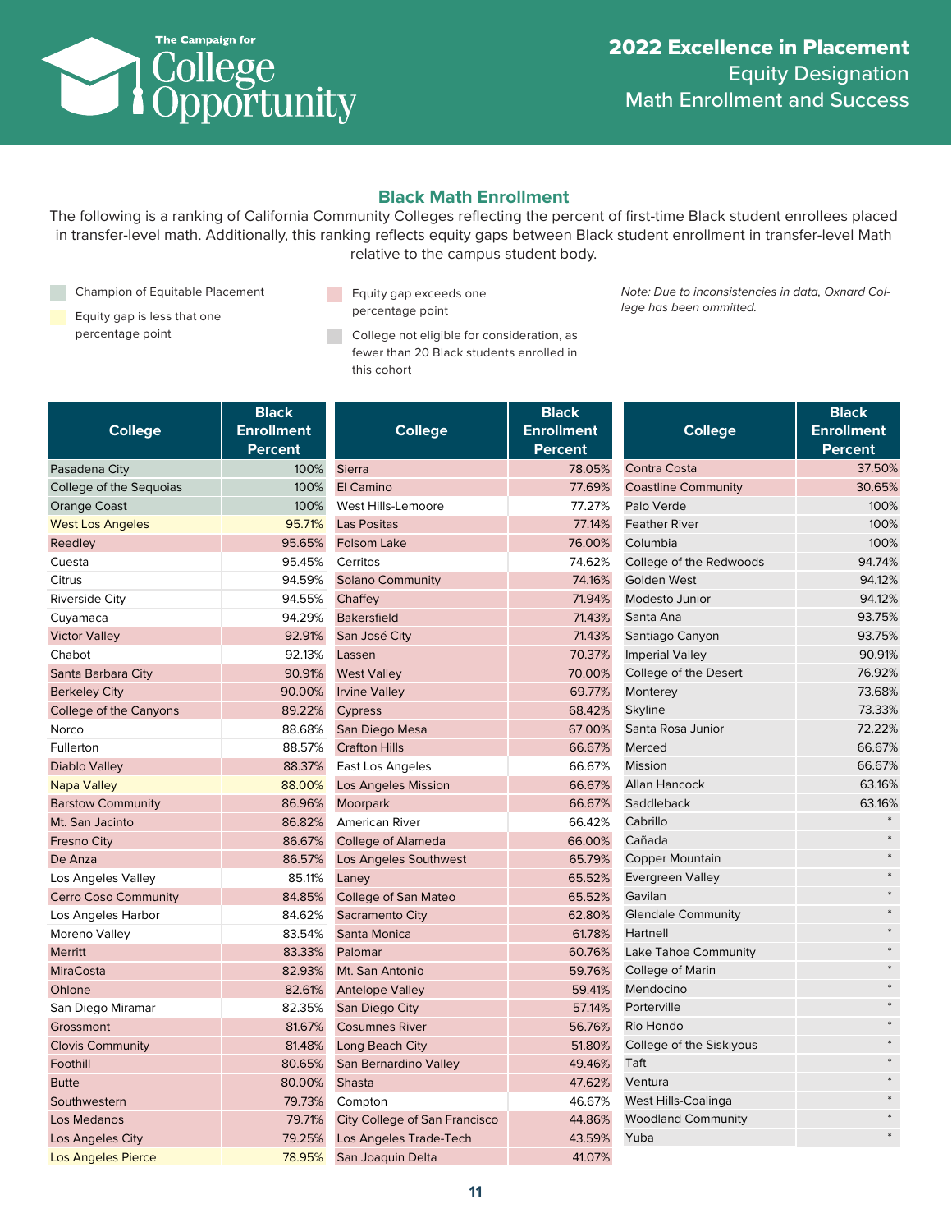The Campaign for College Opportunity

## 2022 Excellence in Placement
Equity Designation
Math Enrollment and Success

### Black Math Enrollment

The following is a ranking of California Community Colleges reflecting the percent of first-time Black student enrollees placed in transfer-level math. Additionally, this ranking reflects equity gaps between Black student enrollment in transfer-level Math relative to the campus student body.

- Champion of Equitable Placement
- Equity gap is less that one percentage point
- Equity gap exceeds one percentage point
- College not eligible for consideration, as fewer than 20 Black students enrolled in this cohort

*Note: Due to inconsistencies in data, Oxnard College has been ommitted.*

| College | Black Enrollment Percent |
|---|---|
| Pasadena City | 100% |
| College of the Sequoias | 100% |
| Orange Coast | 100% |
| West Los Angeles | 95.71% |
| Reedley | 95.65% |
| Cuesta | 95.45% |
| Citrus | 94.59% |
| Riverside City | 94.55% |
| Cuyamaca | 94.29% |
| Victor Valley | 92.91% |
| Chabot | 92.13% |
| Santa Barbara City | 90.91% |
| Berkeley City | 90.00% |
| College of the Canyons | 89.22% |
| Norco | 88.68% |
| Fullerton | 88.57% |
| Diablo Valley | 88.37% |
| Napa Valley | 88.00% |
| Barstow Community | 86.96% |
| Mt. San Jacinto | 86.82% |
| Fresno City | 86.67% |
| De Anza | 86.57% |
| Los Angeles Valley | 85.11% |
| Cerro Coso Community | 84.85% |
| Los Angeles Harbor | 84.62% |
| Moreno Valley | 83.54% |
| Merritt | 83.33% |
| MiraCosta | 82.93% |
| Ohlone | 82.61% |
| San Diego Miramar | 82.35% |
| Grossmont | 81.67% |
| Clovis Community | 81.48% |
| Foothill | 80.65% |
| Butte | 80.00% |
| Southwestern | 79.73% |
| Los Medanos | 79.71% |
| Los Angeles City | 79.25% |
| Los Angeles Pierce | 78.95% |
| Sierra | 78.05% |
| El Camino | 77.69% |
| West Hills-Lemoore | 77.27% |
| Las Positas | 77.14% |
| Folsom Lake | 76.00% |
| Cerritos | 74.62% |
| Solano Community | 74.16% |
| Chaffey | 71.94% |
| Bakersfield | 71.43% |
| San José City | 71.43% |
| Lassen | 70.37% |
| West Valley | 70.00% |
| Irvine Valley | 69.77% |
| Cypress | 68.42% |
| San Diego Mesa | 67.00% |
| Crafton Hills | 66.67% |
| East Los Angeles | 66.67% |
| Los Angeles Mission | 66.67% |
| Moorpark | 66.67% |
| American River | 66.42% |
| College of Alameda | 66.00% |
| Los Angeles Southwest | 65.79% |
| Laney | 65.52% |
| College of San Mateo | 65.52% |
| Sacramento City | 62.80% |
| Santa Monica | 61.78% |
| Palomar | 60.76% |
| Mt. San Antonio | 59.76% |
| Antelope Valley | 59.41% |
| San Diego City | 57.14% |
| Cosumnes River | 56.76% |
| Long Beach City | 51.80% |
| San Bernardino Valley | 49.46% |
| Shasta | 47.62% |
| Compton | 46.67% |
| City College of San Francisco | 44.86% |
| Los Angeles Trade-Tech | 43.59% |
| San Joaquin Delta | 41.07% |
| Contra Costa | 37.50% |
| Coastline Community | 30.65% |
| Palo Verde | 100% |
| Feather River | 100% |
| Columbia | 100% |
| College of the Redwoods | 94.74% |
| Golden West | 94.12% |
| Modesto Junior | 94.12% |
| Santa Ana | 93.75% |
| Santiago Canyon | 93.75% |
| Imperial Valley | 90.91% |
| College of the Desert | 76.92% |
| Monterey | 73.68% |
| Skyline | 73.33% |
| Santa Rosa Junior | 72.22% |
| Merced | 66.67% |
| Mission | 66.67% |
| Allan Hancock | 63.16% |
| Saddleback | 63.16% |
| Cabrillo | * |
| Cañada | * |
| Copper Mountain | * |
| Evergreen Valley | * |
| Gavilan | * |
| Glendale Community | * |
| Hartnell | * |
| Lake Tahoe Community | * |
| College of Marin | * |
| Mendocino | * |
| Porterville | * |
| Rio Hondo | * |
| College of the Siskiyous | * |
| Taft | * |
| Ventura | * |
| West Hills-Coalinga | * |
| Woodland Community | * |
| Yuba | * |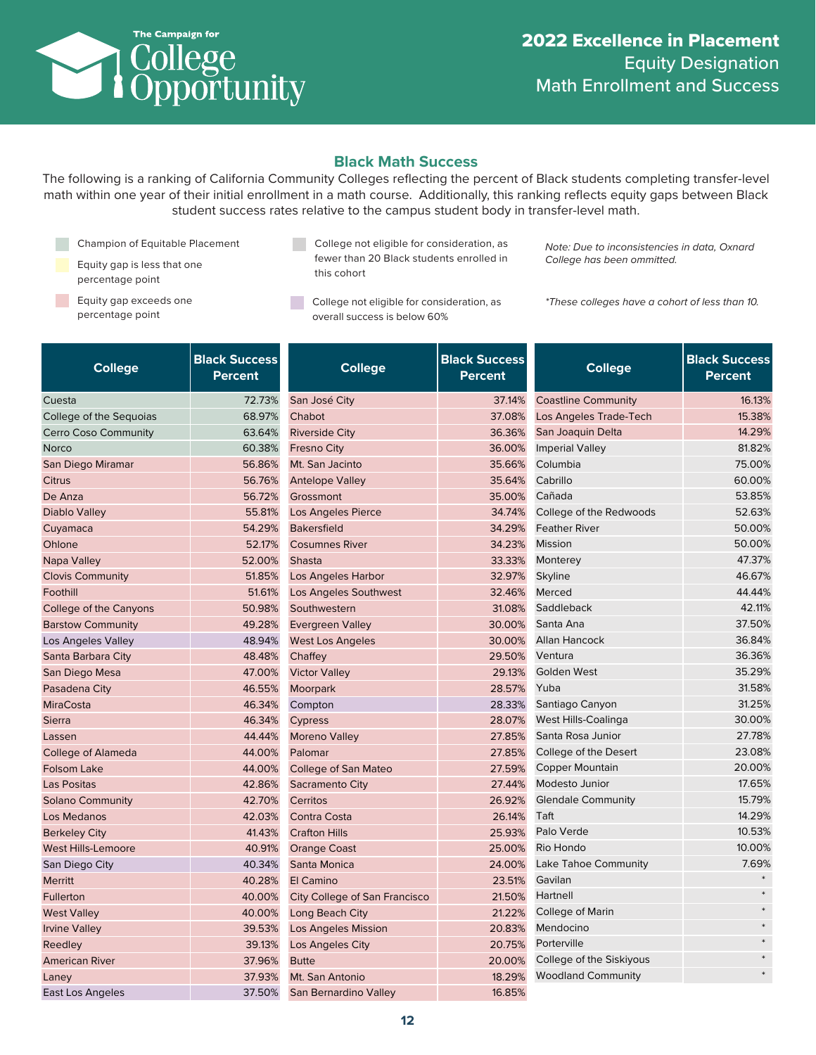The Campaign for College Opportunity

## 2022 Excellence in Placement
Equity Designation
Math Enrollment and Success

### Black Math Success

The following is a ranking of California Community Colleges reflecting the percent of Black students completing transfer-level math within one year of their initial enrollment in a math course. Additionally, this ranking reflects equity gaps between Black student success rates relative to the campus student body in transfer-level math.

- Champion of Equitable Placement
- Equity gap is less that one percentage point
- Equity gap exceeds one percentage point
- College not eligible for consideration, as fewer than 20 Black students enrolled in this cohort
- College not eligible for consideration, as overall success is below 60%

*Note: Due to inconsistencies in data, Oxnard College has been ommitted.*

**These colleges have a cohort of less than 10.*

| College | Black Success Percent |
|---|---|
| Cuesta | 72.73% |
| College of the Sequoias | 68.97% |
| Cerro Coso Community | 63.64% |
| Norco | 60.38% |
| San Diego Miramar | 56.86% |
| Citrus | 56.76% |
| De Anza | 56.72% |
| Diablo Valley | 55.81% |
| Cuyamaca | 54.29% |
| Ohlone | 52.17% |
| Napa Valley | 52.00% |
| Clovis Community | 51.85% |
| Foothill | 51.61% |
| College of the Canyons | 50.98% |
| Barstow Community | 49.28% |
| Los Angeles Valley | 48.94% |
| Santa Barbara City | 48.48% |
| San Diego Mesa | 47.00% |
| Pasadena City | 46.55% |
| MiraCosta | 46.34% |
| Sierra | 46.34% |
| Lassen | 44.44% |
| College of Alameda | 44.00% |
| Folsom Lake | 44.00% |
| Las Positas | 42.86% |
| Solano Community | 42.70% |
| Los Medanos | 42.03% |
| Berkeley City | 41.43% |
| West Hills-Lemoore | 40.91% |
| San Diego City | 40.34% |
| Merritt | 40.28% |
| Fullerton | 40.00% |
| West Valley | 40.00% |
| Irvine Valley | 39.53% |
| Reedley | 39.13% |
| American River | 37.96% |
| Laney | 37.93% |
| East Los Angeles | 37.50% |
| San José City | 37.14% |
| Chabot | 37.08% |
| Riverside City | 36.36% |
| Fresno City | 36.00% |
| Mt. San Jacinto | 35.66% |
| Antelope Valley | 35.64% |
| Grossmont | 35.00% |
| Los Angeles Pierce | 34.74% |
| Bakersfield | 34.29% |
| Cosumnes River | 34.23% |
| Shasta | 33.33% |
| Los Angeles Harbor | 32.97% |
| Los Angeles Southwest | 32.46% |
| Southwestern | 31.08% |
| Evergreen Valley | 30.00% |
| West Los Angeles | 30.00% |
| Chaffey | 29.50% |
| Victor Valley | 29.13% |
| Moorpark | 28.57% |
| Compton | 28.33% |
| Cypress | 28.07% |
| Moreno Valley | 27.85% |
| Palomar | 27.85% |
| College of San Mateo | 27.59% |
| Sacramento City | 27.44% |
| Cerritos | 26.92% |
| Contra Costa | 26.14% |
| Crafton Hills | 25.93% |
| Orange Coast | 25.00% |
| Santa Monica | 24.00% |
| El Camino | 23.51% |
| City College of San Francisco | 21.50% |
| Long Beach City | 21.22% |
| Los Angeles Mission | 20.83% |
| Los Angeles City | 20.75% |
| Butte | 20.00% |
| Mt. San Antonio | 18.29% |
| San Bernardino Valley | 16.85% |
| Coastline Community | 16.13% |
| Los Angeles Trade-Tech | 15.38% |
| San Joaquin Delta | 14.29% |
| Imperial Valley | 81.82% |
| Columbia | 75.00% |
| Cabrillo | 60.00% |
| Cañada | 53.85% |
| College of the Redwoods | 52.63% |
| Feather River | 50.00% |
| Mission | 50.00% |
| Monterey | 47.37% |
| Skyline | 46.67% |
| Merced | 44.44% |
| Saddleback | 42.11% |
| Santa Ana | 37.50% |
| Allan Hancock | 36.84% |
| Ventura | 36.36% |
| Golden West | 35.29% |
| Yuba | 31.58% |
| Santiago Canyon | 31.25% |
| West Hills-Coalinga | 30.00% |
| Santa Rosa Junior | 27.78% |
| College of the Desert | 23.08% |
| Copper Mountain | 20.00% |
| Modesto Junior | 17.65% |
| Glendale Community | 15.79% |
| Taft | 14.29% |
| Palo Verde | 10.53% |
| Rio Hondo | 10.00% |
| Lake Tahoe Community | 7.69% |
| Gavilan | * |
| Hartnell | * |
| College of Marin | * |
| Mendocino | * |
| Porterville | * |
| College of the Siskiyous | * |
| Woodland Community | * |